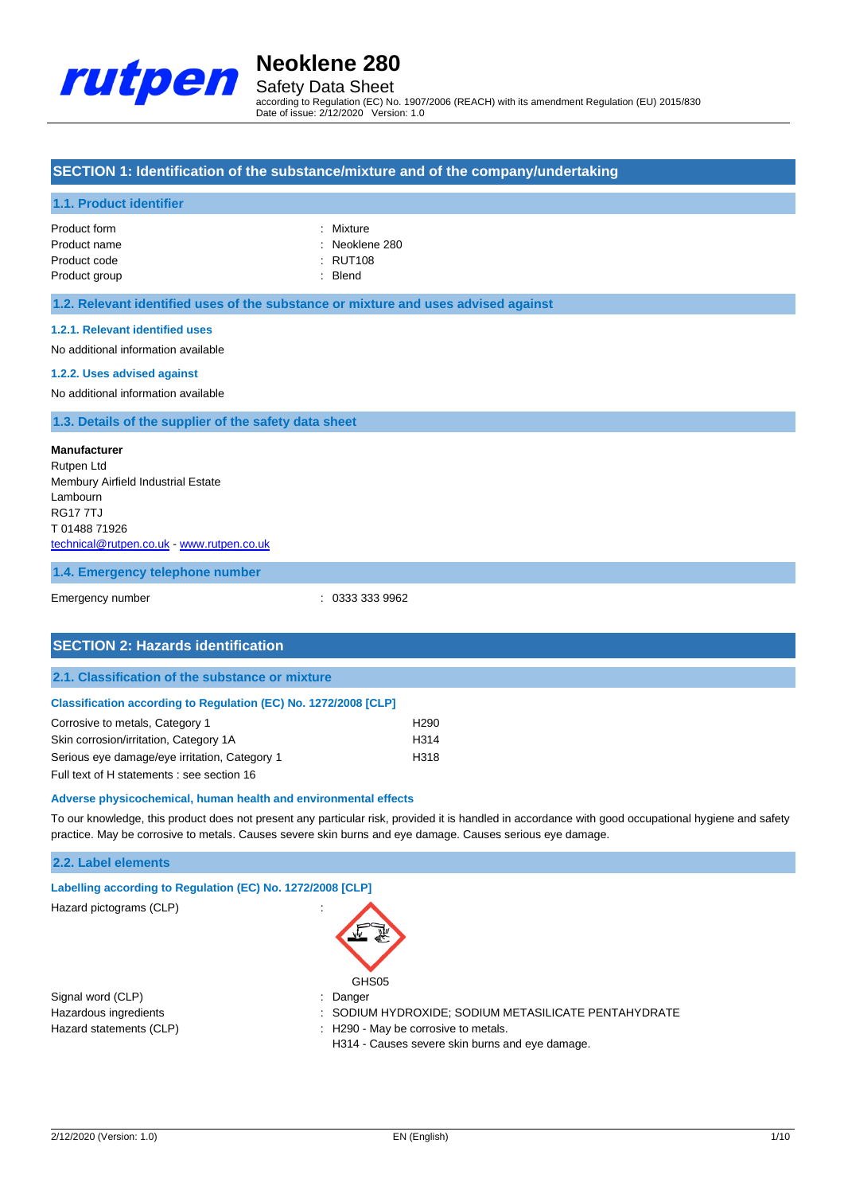# Neoklene 280

Safety Data Sheet

according to Regulation (EC) No. 1907/2006 (REACH) with its amendment Regulation (EU) 2015/830
Date of issue: 2/12/2020 Version: 1.0

## SECTION 1: Identification of the substance/mixture and of the company/undertaking

### 1.1. Product identifier

Product form : Mixture
Product name : Neoklene 280
Product code : RUT108
Product group : Blend

### 1.2. Relevant identified uses of the substance or mixture and uses advised against

#### 1.2.1. Relevant identified uses

No additional information available

#### 1.2.2. Uses advised against

No additional information available

### 1.3. Details of the supplier of the safety data sheet

**Manufacturer**
Rutpen Ltd
Membury Airfield Industrial Estate
Lambourn
RG17 7TJ
T 01488 71926
technical@rutpen.co.uk - www.rutpen.co.uk

### 1.4. Emergency telephone number

Emergency number : 0333 333 9962

## SECTION 2: Hazards identification

### 2.1. Classification of the substance or mixture

#### Classification according to Regulation (EC) No. 1272/2008 [CLP]

| | |
|---|---|
| Corrosive to metals, Category 1 | H290 |
| Skin corrosion/irritation, Category 1A | H314 |
| Serious eye damage/eye irritation, Category 1 | H318 |

Full text of H statements : see section 16

#### Adverse physicochemical, human health and environmental effects

To our knowledge, this product does not present any particular risk, provided it is handled in accordance with good occupational hygiene and safety practice. May be corrosive to metals. Causes severe skin burns and eye damage. Causes serious eye damage.

### 2.2. Label elements

#### Labelling according to Regulation (EC) No. 1272/2008 [CLP]

Hazard pictograms (CLP) :

GHS05

Signal word (CLP) : Danger
Hazardous ingredients : SODIUM HYDROXIDE; SODIUM METASILICATE PENTAHYDRATE
Hazard statements (CLP) : H290 - May be corrosive to metals.
H314 - Causes severe skin burns and eye damage.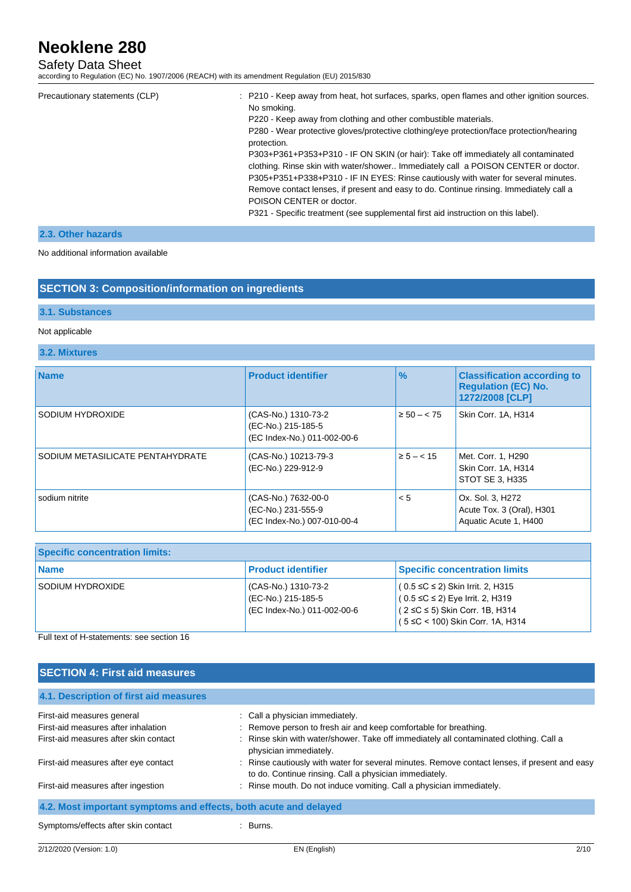| Precautionary statements (CLP) | : P210 - Keep away from heat, hot surfaces, sparks, open flames and other ignition sources. No smoking.<br>P220 - Keep away from clothing and other combustible materials.<br>P280 - Wear protective gloves/protective clothing/eye protection/face protection/hearing protection.<br>P303+P361+P353+P310 - IF ON SKIN (or hair): Take off immediately all contaminated clothing. Rinse skin with water/shower.. Immediately call a POISON CENTER or doctor.<br>P305+P351+P338+P310 - IF IN EYES: Rinse cautiously with water for several minutes. Remove contact lenses, if present and easy to do. Continue rinsing. Immediately call a POISON CENTER or doctor.<br>P321 - Specific treatment (see supplemental first aid instruction on this label). |
|---|---|

### 2.3. Other hazards

No additional information available

## SECTION 3: Composition/information on ingredients

### 3.1. Substances

Not applicable

### 3.2. Mixtures

| Name | Product identifier | % | Classification according to Regulation (EC) No. 1272/2008 [CLP] |
|---|---|---|---|
| SODIUM HYDROXIDE | (CAS-No.) 1310-73-2<br>(EC-No.) 215-185-5<br>(EC Index-No.) 011-002-00-6 | ≥ 50 – < 75 | Skin Corr. 1A, H314 |
| SODIUM METASILICATE PENTAHYDRATE | (CAS-No.) 10213-79-3<br>(EC-No.) 229-912-9 | ≥ 5 – < 15 | Met. Corr. 1, H290<br>Skin Corr. 1A, H314<br>STOT SE 3, H335 |
| sodium nitrite | (CAS-No.) 7632-00-0<br>(EC-No.) 231-555-9<br>(EC Index-No.) 007-010-00-4 | < 5 | Ox. Sol. 3, H272<br>Acute Tox. 3 (Oral), H301<br>Aquatic Acute 1, H400 |

| Specific concentration limits: | | |
|---|---|---|
| **Name** | **Product identifier** | **Specific concentration limits** |
| SODIUM HYDROXIDE | (CAS-No.) 1310-73-2<br>(EC-No.) 215-185-5<br>(EC Index-No.) 011-002-00-6 | ( 0.5 ≤C ≤ 2) Skin Irrit. 2, H315<br>( 0.5 ≤C ≤ 2) Eye Irrit. 2, H319<br>( 2 ≤C ≤ 5) Skin Corr. 1B, H314<br>( 5 ≤C < 100) Skin Corr. 1A, H314 |

Full text of H-statements: see section 16

## SECTION 4: First aid measures

### 4.1. Description of first aid measures

| | |
|---|---|
| First-aid measures general | : Call a physician immediately. |
| First-aid measures after inhalation | : Remove person to fresh air and keep comfortable for breathing. |
| First-aid measures after skin contact | : Rinse skin with water/shower. Take off immediately all contaminated clothing. Call a physician immediately. |
| First-aid measures after eye contact | : Rinse cautiously with water for several minutes. Remove contact lenses, if present and easy to do. Continue rinsing. Call a physician immediately. |
| First-aid measures after ingestion | : Rinse mouth. Do not induce vomiting. Call a physician immediately. |

### 4.2. Most important symptoms and effects, both acute and delayed

| | |
|---|---|
| Symptoms/effects after skin contact | : Burns. |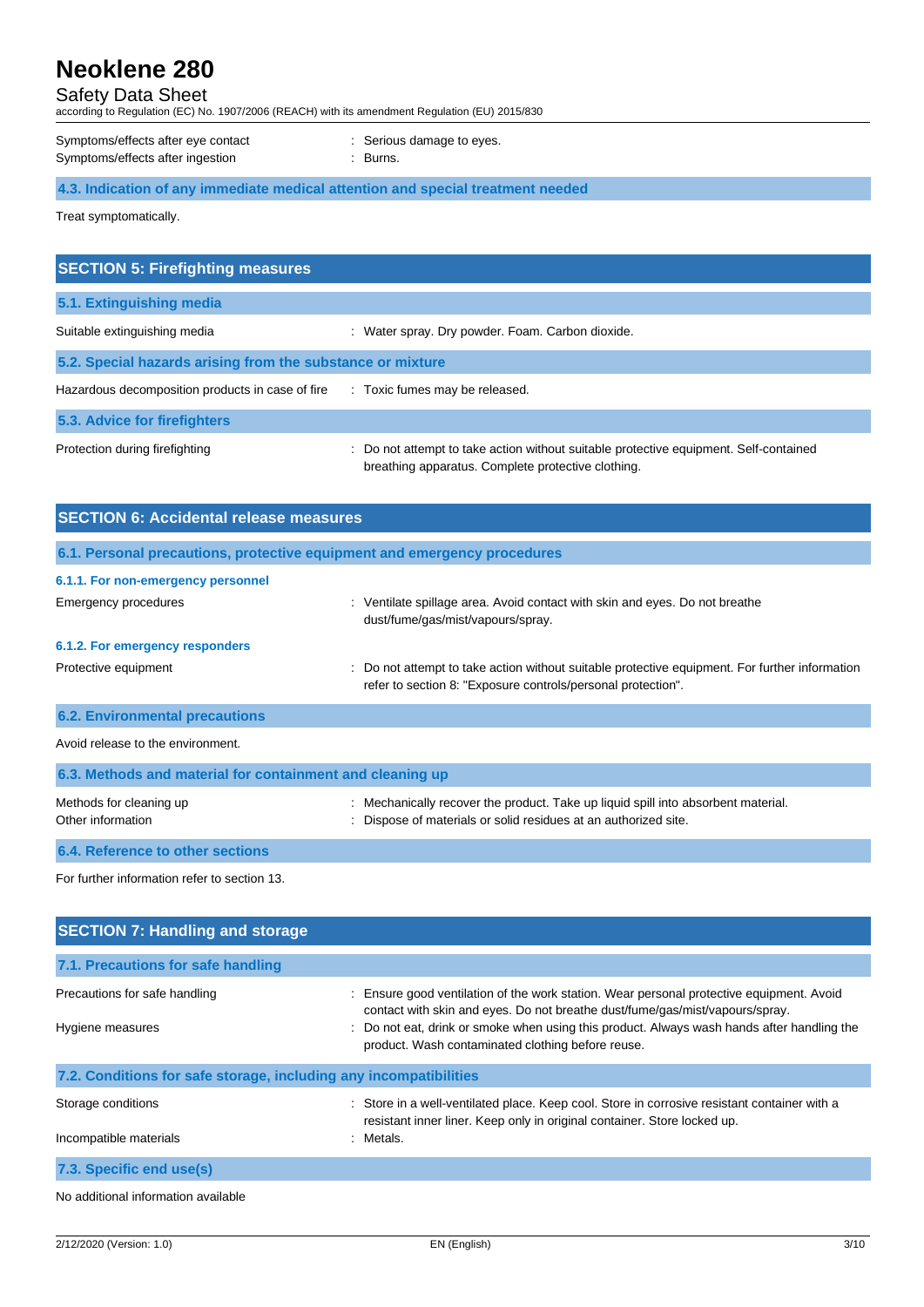| | |
|---|---|
| Symptoms/effects after eye contact | : Serious damage to eyes. |
| Symptoms/effects after ingestion | : Burns. |

### 4.3. Indication of any immediate medical attention and special treatment needed

Treat symptomatically.

## SECTION 5: Firefighting measures

### 5.1. Extinguishing media

| | |
|---|---|
| Suitable extinguishing media | : Water spray. Dry powder. Foam. Carbon dioxide. |

### 5.2. Special hazards arising from the substance or mixture

| | |
|---|---|
| Hazardous decomposition products in case of fire | : Toxic fumes may be released. |

### 5.3. Advice for firefighters

| | |
|---|---|
| Protection during firefighting | : Do not attempt to take action without suitable protective equipment. Self-contained breathing apparatus. Complete protective clothing. |

## SECTION 6: Accidental release measures

### 6.1. Personal precautions, protective equipment and emergency procedures

#### 6.1.1. For non-emergency personnel

| | |
|---|---|
| Emergency procedures | : Ventilate spillage area. Avoid contact with skin and eyes. Do not breathe dust/fume/gas/mist/vapours/spray. |

#### 6.1.2. For emergency responders

| | |
|---|---|
| Protective equipment | : Do not attempt to take action without suitable protective equipment. For further information refer to section 8: "Exposure controls/personal protection". |

### 6.2. Environmental precautions

Avoid release to the environment.

### 6.3. Methods and material for containment and cleaning up

| | |
|---|---|
| Methods for cleaning up | : Mechanically recover the product. Take up liquid spill into absorbent material. |
| Other information | : Dispose of materials or solid residues at an authorized site. |

### 6.4. Reference to other sections

For further information refer to section 13.

## SECTION 7: Handling and storage

### 7.1. Precautions for safe handling

| | |
|---|---|
| Precautions for safe handling | : Ensure good ventilation of the work station. Wear personal protective equipment. Avoid contact with skin and eyes. Do not breathe dust/fume/gas/mist/vapours/spray. |
| Hygiene measures | : Do not eat, drink or smoke when using this product. Always wash hands after handling the product. Wash contaminated clothing before reuse. |

### 7.2. Conditions for safe storage, including any incompatibilities

| | |
|---|---|
| Storage conditions | : Store in a well-ventilated place. Keep cool. Store in corrosive resistant container with a resistant inner liner. Keep only in original container. Store locked up. |
| Incompatible materials | : Metals. |

### 7.3. Specific end use(s)

No additional information available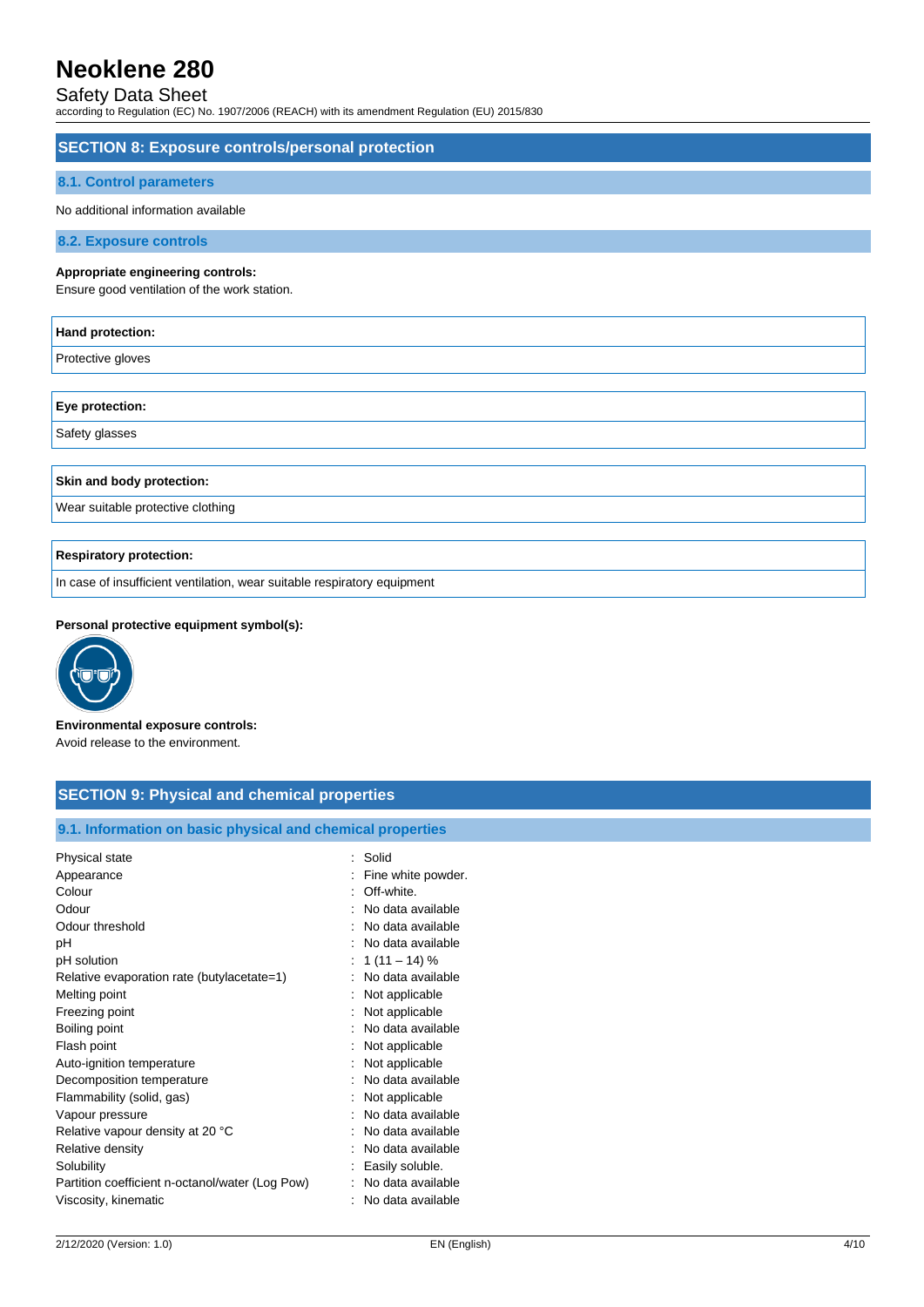## SECTION 8: Exposure controls/personal protection

### 8.1. Control parameters

No additional information available

### 8.2. Exposure controls

**Appropriate engineering controls:**
Ensure good ventilation of the work station.

| **Hand protection:** |
| --- |
| Protective gloves |

| **Eye protection:** |
| --- |
| Safety glasses |

| **Skin and body protection:** |
| --- |
| Wear suitable protective clothing |

| **Respiratory protection:** |
| --- |
| In case of insufficient ventilation, wear suitable respiratory equipment |

**Personal protective equipment symbol(s):**

**Environmental exposure controls:**
Avoid release to the environment.

## SECTION 9: Physical and chemical properties

### 9.1. Information on basic physical and chemical properties

| Property | Value |
| --- | --- |
| Physical state | Solid |
| Appearance | Fine white powder. |
| Colour | Off-white. |
| Odour | No data available |
| Odour threshold | No data available |
| pH | No data available |
| pH solution | 1 (11 – 14) % |
| Relative evaporation rate (butylacetate=1) | No data available |
| Melting point | Not applicable |
| Freezing point | Not applicable |
| Boiling point | No data available |
| Flash point | Not applicable |
| Auto-ignition temperature | Not applicable |
| Decomposition temperature | No data available |
| Flammability (solid, gas) | Not applicable |
| Vapour pressure | No data available |
| Relative vapour density at 20 °C | No data available |
| Relative density | No data available |
| Solubility | Easily soluble. |
| Partition coefficient n-octanol/water (Log Pow) | No data available |
| Viscosity, kinematic | No data available |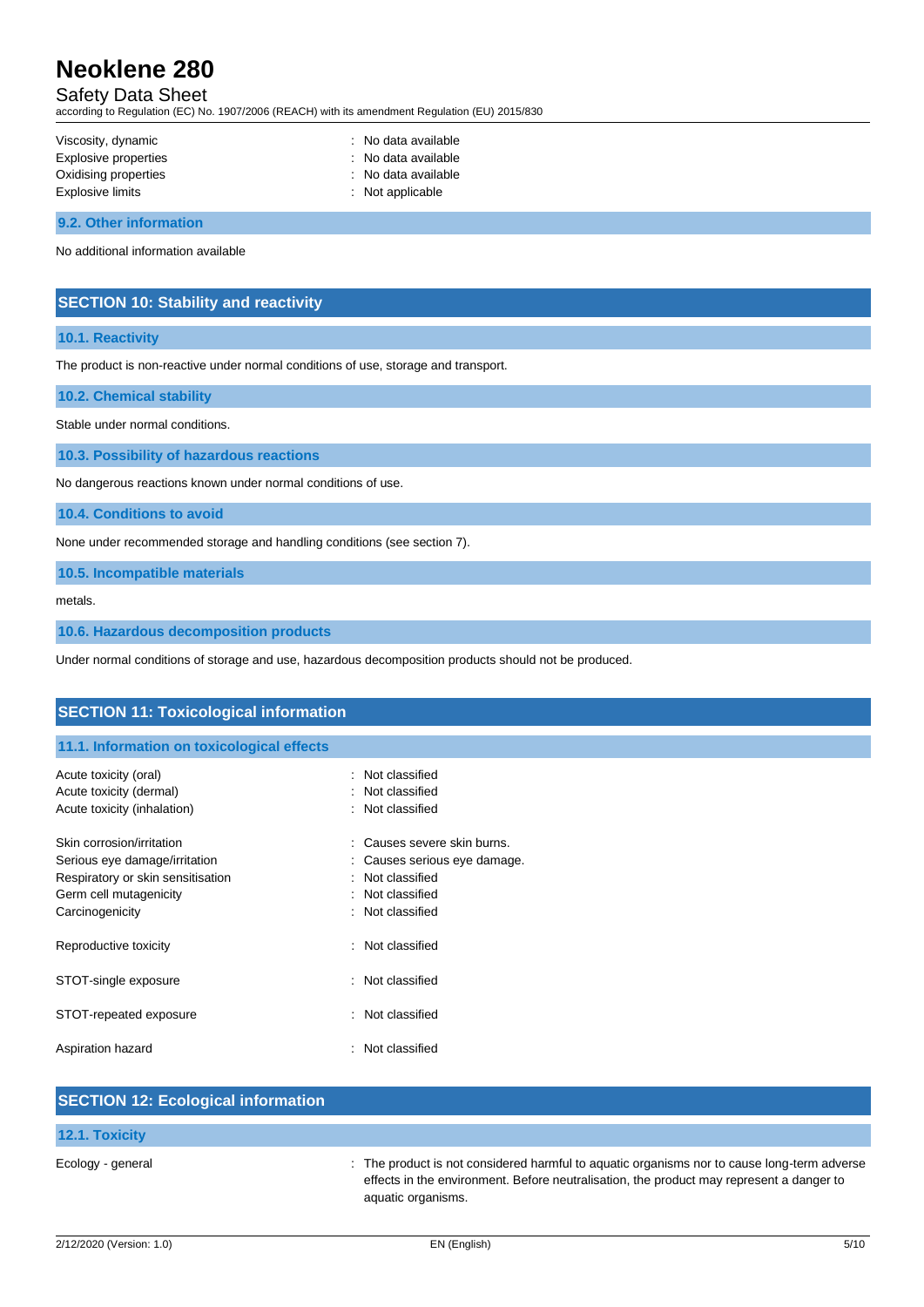| | |
|---|---|
| Viscosity, dynamic | : No data available |
| Explosive properties | : No data available |
| Oxidising properties | : No data available |
| Explosive limits | : Not applicable |

### 9.2. Other information

No additional information available

## SECTION 10: Stability and reactivity

### 10.1. Reactivity

The product is non-reactive under normal conditions of use, storage and transport.

### 10.2. Chemical stability

Stable under normal conditions.

### 10.3. Possibility of hazardous reactions

No dangerous reactions known under normal conditions of use.

### 10.4. Conditions to avoid

None under recommended storage and handling conditions (see section 7).

### 10.5. Incompatible materials

metals.

### 10.6. Hazardous decomposition products

Under normal conditions of storage and use, hazardous decomposition products should not be produced.

## SECTION 11: Toxicological information

### 11.1. Information on toxicological effects

| | |
|---|---|
| Acute toxicity (oral) | : Not classified |
| Acute toxicity (dermal) | : Not classified |
| Acute toxicity (inhalation) | : Not classified |
| Skin corrosion/irritation | : Causes severe skin burns. |
| Serious eye damage/irritation | : Causes serious eye damage. |
| Respiratory or skin sensitisation | : Not classified |
| Germ cell mutagenicity | : Not classified |
| Carcinogenicity | : Not classified |
| Reproductive toxicity | : Not classified |
| STOT-single exposure | : Not classified |
| STOT-repeated exposure | : Not classified |
| Aspiration hazard | : Not classified |

## SECTION 12: Ecological information

### 12.1. Toxicity

| | |
|---|---|
| Ecology - general | : The product is not considered harmful to aquatic organisms nor to cause long-term adverse effects in the environment. Before neutralisation, the product may represent a danger to aquatic organisms. |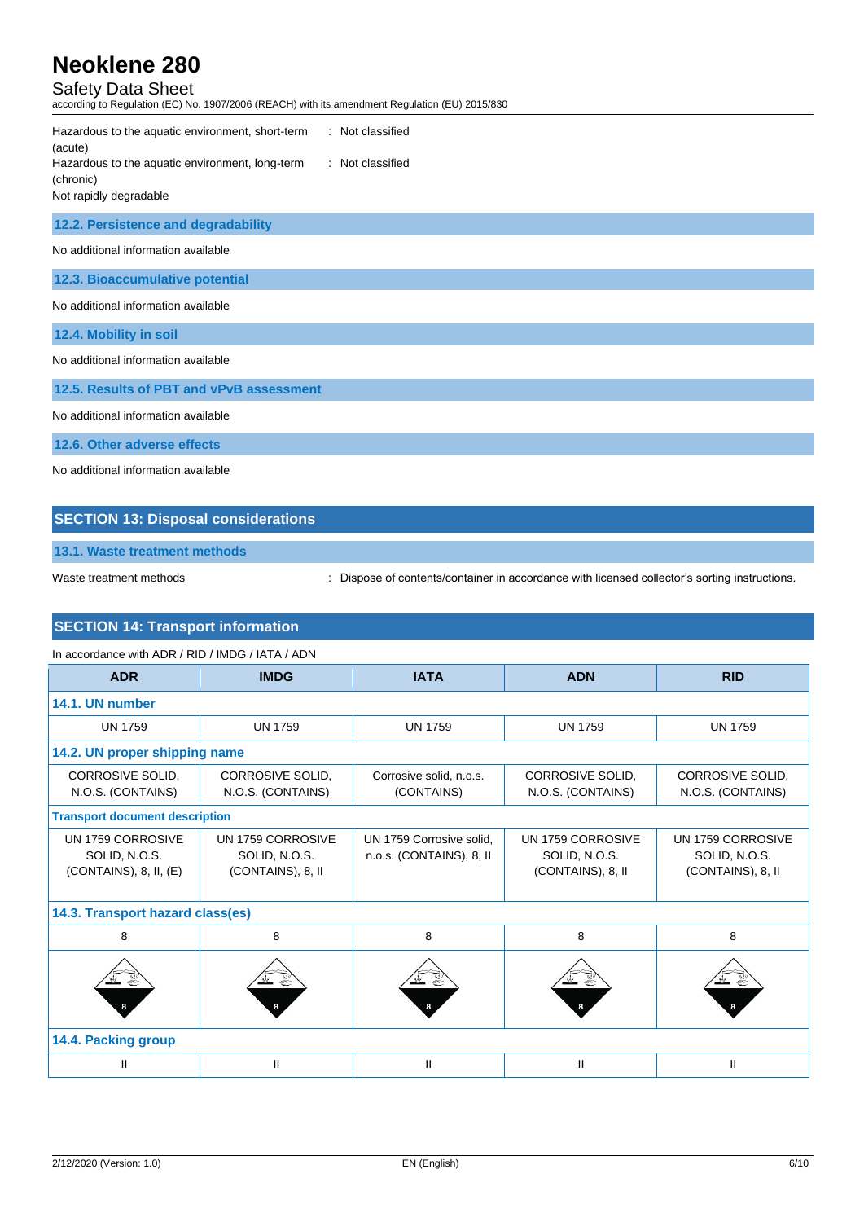Hazardous to the aquatic environment, short-term (acute) : Not classified

Hazardous to the aquatic environment, long-term (chronic) : Not classified

Not rapidly degradable

### 12.2. Persistence and degradability

No additional information available

### 12.3. Bioaccumulative potential

No additional information available

### 12.4. Mobility in soil

No additional information available

### 12.5. Results of PBT and vPvB assessment

No additional information available

### 12.6. Other adverse effects

No additional information available

## SECTION 13: Disposal considerations

### 13.1. Waste treatment methods

Waste treatment methods : Dispose of contents/container in accordance with licensed collector's sorting instructions.

## SECTION 14: Transport information

In accordance with ADR / RID / IMDG / IATA / ADN

| ADR | IMDG | IATA | ADN | RID |
|---|---|---|---|---|
| **14.1. UN number** | | | | |
| UN 1759 | UN 1759 | UN 1759 | UN 1759 | UN 1759 |
| **14.2. UN proper shipping name** | | | | |
| CORROSIVE SOLID, N.O.S. (CONTAINS) | CORROSIVE SOLID, N.O.S. (CONTAINS) | Corrosive solid, n.o.s. (CONTAINS) | CORROSIVE SOLID, N.O.S. (CONTAINS) | CORROSIVE SOLID, N.O.S. (CONTAINS) |
| **Transport document description** | | | | |
| UN 1759 CORROSIVE SOLID, N.O.S. (CONTAINS), 8, II, (E) | UN 1759 CORROSIVE SOLID, N.O.S. (CONTAINS), 8, II | UN 1759 Corrosive solid, n.o.s. (CONTAINS), 8, II | UN 1759 CORROSIVE SOLID, N.O.S. (CONTAINS), 8, II | UN 1759 CORROSIVE SOLID, N.O.S. (CONTAINS), 8, II |
| **14.3. Transport hazard class(es)** | | | | |
| 8 | 8 | 8 | 8 | 8 |
| **14.4. Packing group** | | | | |
| II | II | II | II | II |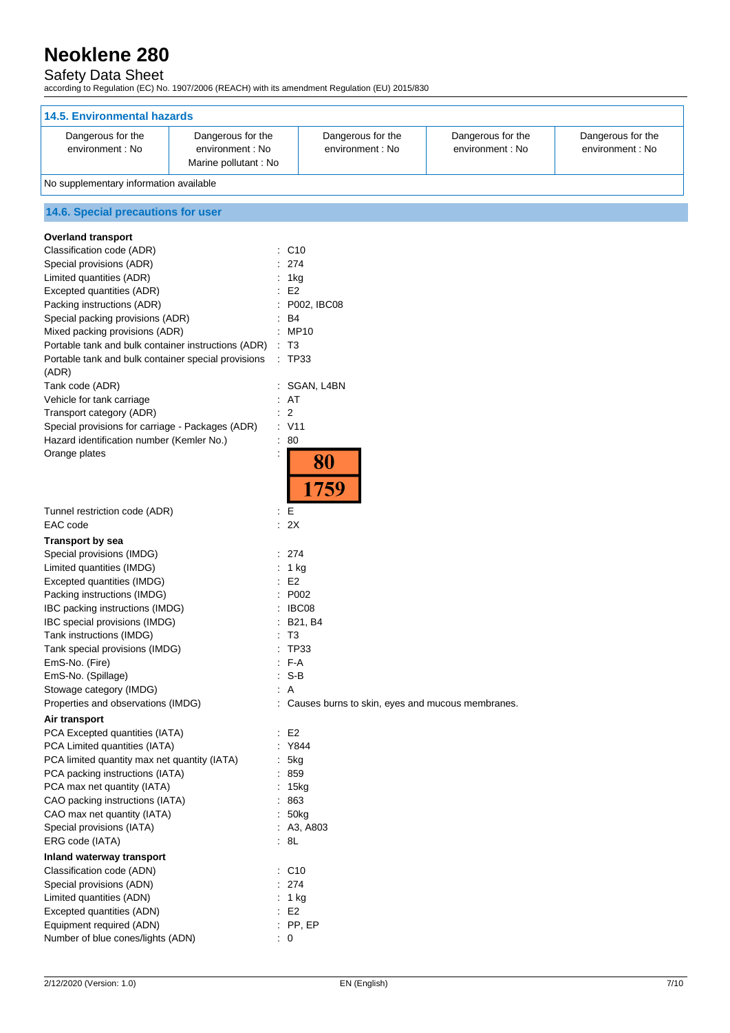### 14.5. Environmental hazards

| Dangerous for the environment : No | Dangerous for the environment : No<br>Marine pollutant : No | Dangerous for the environment : No | Dangerous for the environment : No | Dangerous for the environment : No |
|---|---|---|---|---|

No supplementary information available

### 14.6. Special precautions for user

**Overland transport**

Classification code (ADR) : C10
Special provisions (ADR) : 274
Limited quantities (ADR) : 1kg
Excepted quantities (ADR) : E2
Packing instructions (ADR) : P002, IBC08
Special packing provisions (ADR) : B4
Mixed packing provisions (ADR) : MP10
Portable tank and bulk container instructions (ADR) : T3
Portable tank and bulk container special provisions (ADR) : TP33
Tank code (ADR) : SGAN, L4BN
Vehicle for tank carriage : AT
Transport category (ADR) : 2
Special provisions for carriage - Packages (ADR) : V11
Hazard identification number (Kemler No.) : 80
Orange plates : 80 / 1759
Tunnel restriction code (ADR) : E
EAC code : 2X

**Transport by sea**

Special provisions (IMDG) : 274
Limited quantities (IMDG) : 1 kg
Excepted quantities (IMDG) : E2
Packing instructions (IMDG) : P002
IBC packing instructions (IMDG) : IBC08
IBC special provisions (IMDG) : B21, B4
Tank instructions (IMDG) : T3
Tank special provisions (IMDG) : TP33
EmS-No. (Fire) : F-A
EmS-No. (Spillage) : S-B
Stowage category (IMDG) : A
Properties and observations (IMDG) : Causes burns to skin, eyes and mucous membranes.

**Air transport**

PCA Excepted quantities (IATA) : E2
PCA Limited quantities (IATA) : Y844
PCA limited quantity max net quantity (IATA) : 5kg
PCA packing instructions (IATA) : 859
PCA max net quantity (IATA) : 15kg
CAO packing instructions (IATA) : 863
CAO max net quantity (IATA) : 50kg
Special provisions (IATA) : A3, A803
ERG code (IATA) : 8L

**Inland waterway transport**

Classification code (ADN) : C10
Special provisions (ADN) : 274
Limited quantities (ADN) : 1 kg
Excepted quantities (ADN) : E2
Equipment required (ADN) : PP, EP
Number of blue cones/lights (ADN) : 0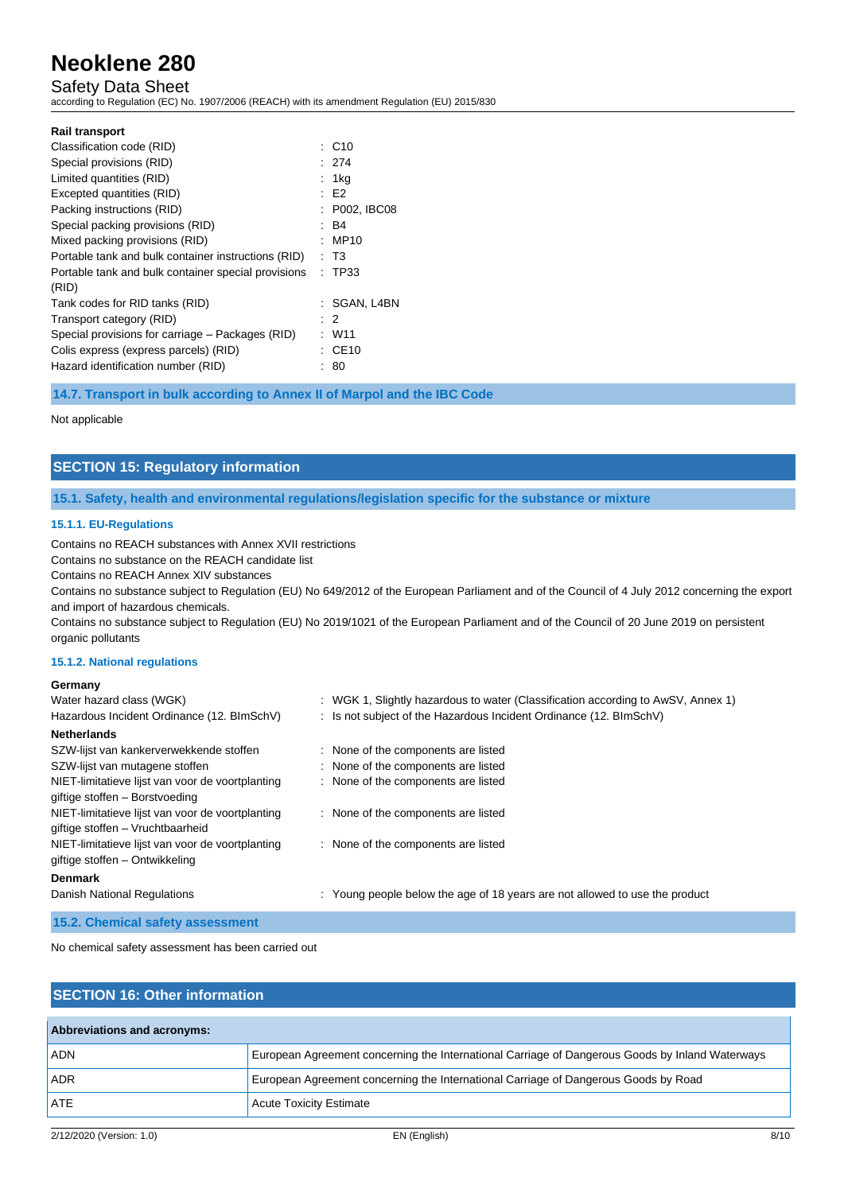**Rail transport**

| | |
|---|---|
| Classification code (RID) | : C10 |
| Special provisions (RID) | : 274 |
| Limited quantities (RID) | : 1kg |
| Excepted quantities (RID) | : E2 |
| Packing instructions (RID) | : P002, IBC08 |
| Special packing provisions (RID) | : B4 |
| Mixed packing provisions (RID) | : MP10 |
| Portable tank and bulk container instructions (RID) | : T3 |
| Portable tank and bulk container special provisions (RID) | : TP33 |
| Tank codes for RID tanks (RID) | : SGAN, L4BN |
| Transport category (RID) | : 2 |
| Special provisions for carriage – Packages (RID) | : W11 |
| Colis express (express parcels) (RID) | : CE10 |
| Hazard identification number (RID) | : 80 |

### 14.7. Transport in bulk according to Annex II of Marpol and the IBC Code

Not applicable

## SECTION 15: Regulatory information

### 15.1. Safety, health and environmental regulations/legislation specific for the substance or mixture

#### 15.1.1. EU-Regulations

Contains no REACH substances with Annex XVII restrictions
Contains no substance on the REACH candidate list
Contains no REACH Annex XIV substances
Contains no substance subject to Regulation (EU) No 649/2012 of the European Parliament and of the Council of 4 July 2012 concerning the export and import of hazardous chemicals.
Contains no substance subject to Regulation (EU) No 2019/1021 of the European Parliament and of the Council of 20 June 2019 on persistent organic pollutants

#### 15.1.2. National regulations

**Germany**

| | |
|---|---|
| Water hazard class (WGK) | : WGK 1, Slightly hazardous to water (Classification according to AwSV, Annex 1) |
| Hazardous Incident Ordinance (12. BImSchV) | : Is not subject of the Hazardous Incident Ordinance (12. BImSchV) |

**Netherlands**

| | |
|---|---|
| SZW-lijst van kankerverwekkende stoffen | : None of the components are listed |
| SZW-lijst van mutagene stoffen | : None of the components are listed |
| NIET-limitatieve lijst van voor de voortplanting giftige stoffen – Borstvoeding | : None of the components are listed |
| NIET-limitatieve lijst van voor de voortplanting giftige stoffen – Vruchtbaarheid | : None of the components are listed |
| NIET-limitatieve lijst van voor de voortplanting giftige stoffen – Ontwikkeling | : None of the components are listed |

**Denmark**

| | |
|---|---|
| Danish National Regulations | : Young people below the age of 18 years are not allowed to use the product |

### 15.2. Chemical safety assessment

No chemical safety assessment has been carried out

## SECTION 16: Other information

| Abbreviations and acronyms: | |
|---|---|
| ADN | European Agreement concerning the International Carriage of Dangerous Goods by Inland Waterways |
| ADR | European Agreement concerning the International Carriage of Dangerous Goods by Road |
| ATE | Acute Toxicity Estimate |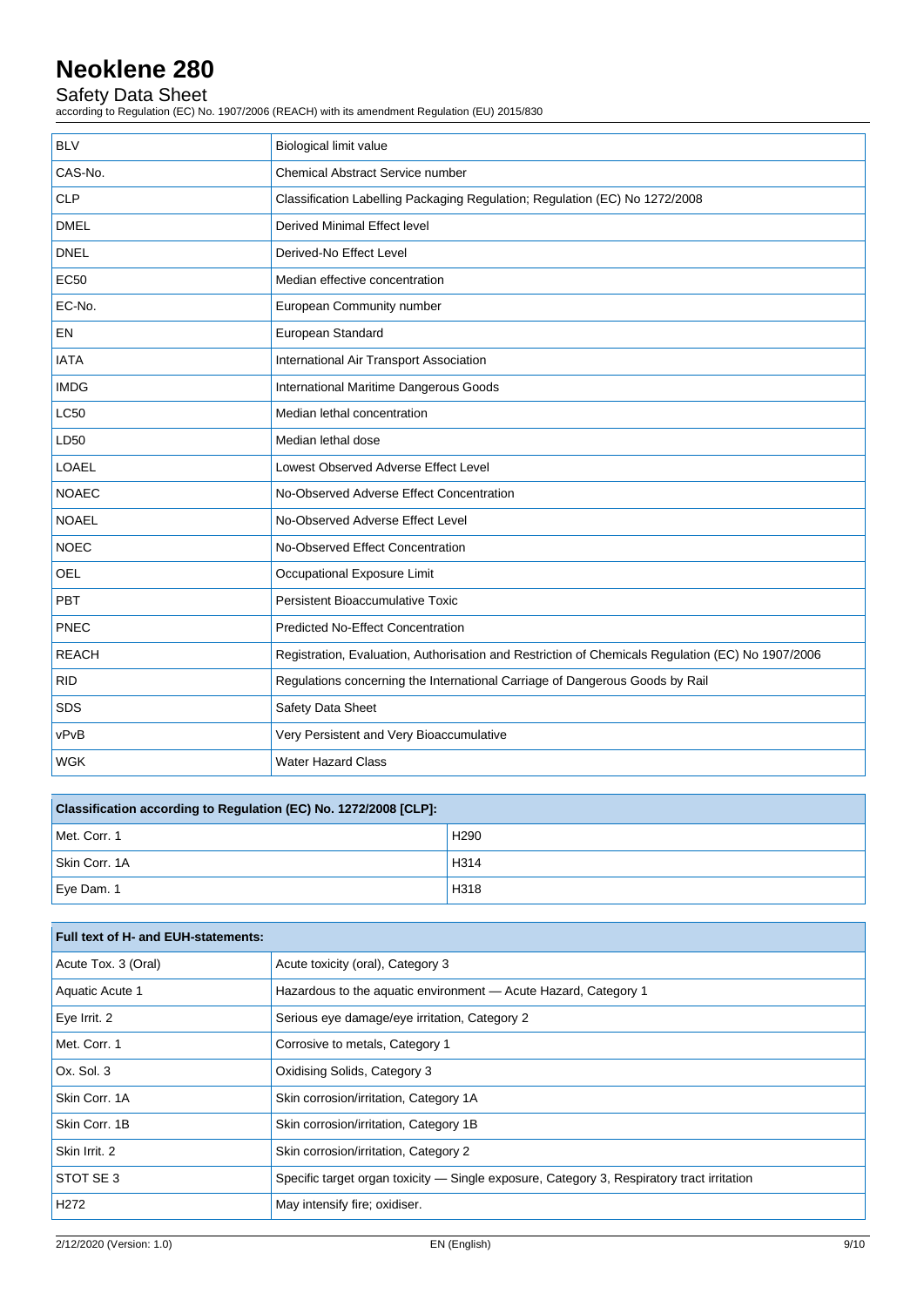| | |
|---|---|
| BLV | Biological limit value |
| CAS-No. | Chemical Abstract Service number |
| CLP | Classification Labelling Packaging Regulation; Regulation (EC) No 1272/2008 |
| DMEL | Derived Minimal Effect level |
| DNEL | Derived-No Effect Level |
| EC50 | Median effective concentration |
| EC-No. | European Community number |
| EN | European Standard |
| IATA | International Air Transport Association |
| IMDG | International Maritime Dangerous Goods |
| LC50 | Median lethal concentration |
| LD50 | Median lethal dose |
| LOAEL | Lowest Observed Adverse Effect Level |
| NOAEC | No-Observed Adverse Effect Concentration |
| NOAEL | No-Observed Adverse Effect Level |
| NOEC | No-Observed Effect Concentration |
| OEL | Occupational Exposure Limit |
| PBT | Persistent Bioaccumulative Toxic |
| PNEC | Predicted No-Effect Concentration |
| REACH | Registration, Evaluation, Authorisation and Restriction of Chemicals Regulation (EC) No 1907/2006 |
| RID | Regulations concerning the International Carriage of Dangerous Goods by Rail |
| SDS | Safety Data Sheet |
| vPvB | Very Persistent and Very Bioaccumulative |
| WGK | Water Hazard Class |

| **Classification according to Regulation (EC) No. 1272/2008 [CLP]:** | |
|---|---|
| Met. Corr. 1 | H290 |
| Skin Corr. 1A | H314 |
| Eye Dam. 1 | H318 |

| **Full text of H- and EUH-statements:** | |
|---|---|
| Acute Tox. 3 (Oral) | Acute toxicity (oral), Category 3 |
| Aquatic Acute 1 | Hazardous to the aquatic environment — Acute Hazard, Category 1 |
| Eye Irrit. 2 | Serious eye damage/eye irritation, Category 2 |
| Met. Corr. 1 | Corrosive to metals, Category 1 |
| Ox. Sol. 3 | Oxidising Solids, Category 3 |
| Skin Corr. 1A | Skin corrosion/irritation, Category 1A |
| Skin Corr. 1B | Skin corrosion/irritation, Category 1B |
| Skin Irrit. 2 | Skin corrosion/irritation, Category 2 |
| STOT SE 3 | Specific target organ toxicity — Single exposure, Category 3, Respiratory tract irritation |
| H272 | May intensify fire; oxidiser. |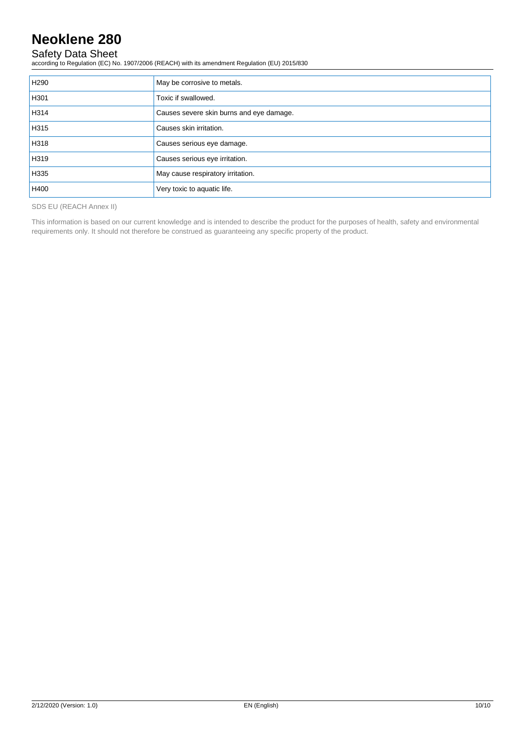| | |
|---|---|
| H290 | May be corrosive to metals. |
| H301 | Toxic if swallowed. |
| H314 | Causes severe skin burns and eye damage. |
| H315 | Causes skin irritation. |
| H318 | Causes serious eye damage. |
| H319 | Causes serious eye irritation. |
| H335 | May cause respiratory irritation. |
| H400 | Very toxic to aquatic life. |

SDS EU (REACH Annex II)

This information is based on our current knowledge and is intended to describe the product for the purposes of health, safety and environmental requirements only. It should not therefore be construed as guaranteeing any specific property of the product.